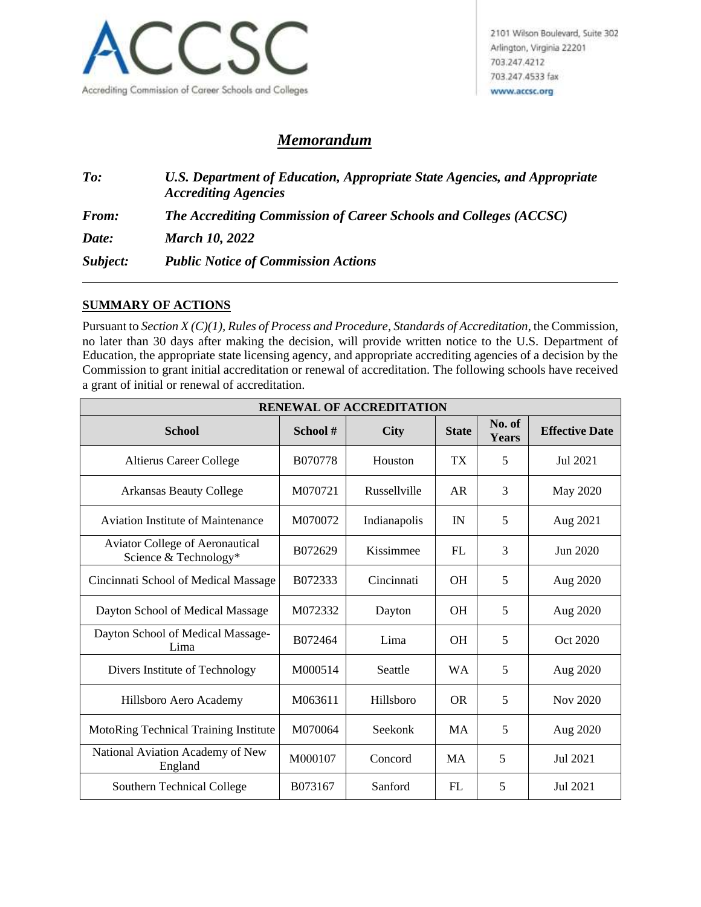ACCSC

Accrediting Commission of Career Schools and Colleges

2101 Wilson Boulevard, Suite 302
Arlington, Virginia 22201
703.247.4212
703.247.4533 fax
www.accsc.org

# *Memorandum*

***To:*** ***U.S. Department of Education, Appropriate State Agencies, and Appropriate Accrediting Agencies***

***From:*** ***The Accrediting Commission of Career Schools and Colleges (ACCSC)***

***Date:*** ***March 10, 2022***

***Subject:*** ***Public Notice of Commission Actions***

---

## SUMMARY OF ACTIONS

Pursuant to *Section X (C)(1), Rules of Process and Procedure, Standards of Accreditation,* the Commission, no later than 30 days after making the decision, will provide written notice to the U.S. Department of Education, the appropriate state licensing agency, and appropriate accrediting agencies of a decision by the Commission to grant initial accreditation or renewal of accreditation. The following schools have received a grant of initial or renewal of accreditation.

| RENEWAL OF ACCREDITATION | | | | | |
|---|---|---|---|---|---|
| **School** | **School #** | **City** | **State** | **No. of Years** | **Effective Date** |
| Altierus Career College | B070778 | Houston | TX | 5 | Jul 2021 |
| Arkansas Beauty College | M070721 | Russellville | AR | 3 | May 2020 |
| Aviation Institute of Maintenance | M070072 | Indianapolis | IN | 5 | Aug 2021 |
| Aviator College of Aeronautical Science & Technology* | B072629 | Kissimmee | FL | 3 | Jun 2020 |
| Cincinnati School of Medical Massage | B072333 | Cincinnati | OH | 5 | Aug 2020 |
| Dayton School of Medical Massage | M072332 | Dayton | OH | 5 | Aug 2020 |
| Dayton School of Medical Massage-Lima | B072464 | Lima | OH | 5 | Oct 2020 |
| Divers Institute of Technology | M000514 | Seattle | WA | 5 | Aug 2020 |
| Hillsboro Aero Academy | M063611 | Hillsboro | OR | 5 | Nov 2020 |
| MotoRing Technical Training Institute | M070064 | Seekonk | MA | 5 | Aug 2020 |
| National Aviation Academy of New England | M000107 | Concord | MA | 5 | Jul 2021 |
| Southern Technical College | B073167 | Sanford | FL | 5 | Jul 2021 |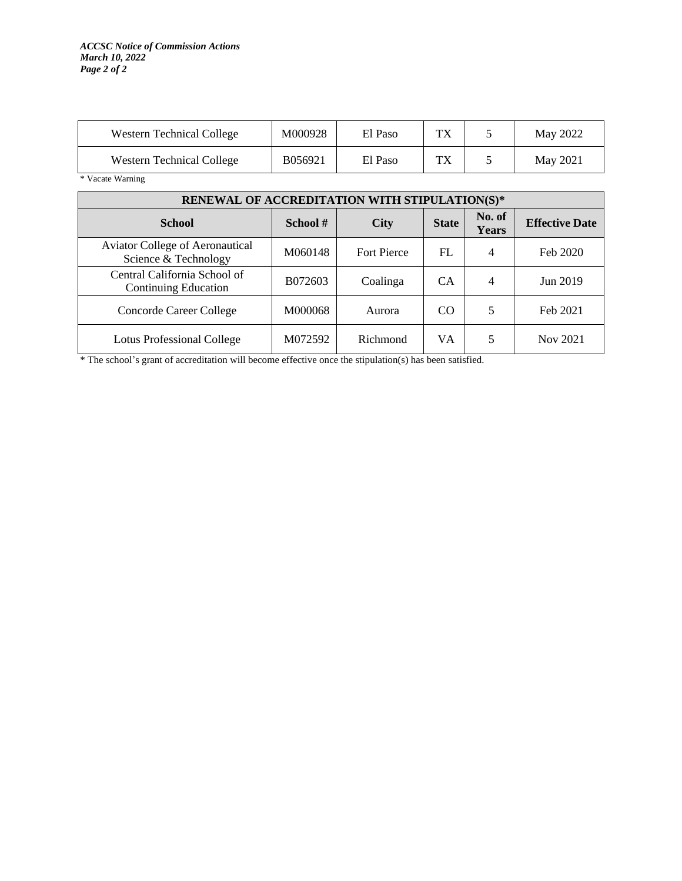| | | | | | |
|---|---|---|---|---|---|
| Western Technical College | M000928 | El Paso | TX | 5 | May 2022 |
| Western Technical College | B056921 | El Paso | TX | 5 | May 2021 |

* Vacate Warning

| RENEWAL OF ACCREDITATION WITH STIPULATION(S)* | | | | | |
|---|---|---|---|---|---|
| **School** | **School #** | **City** | **State** | **No. of Years** | **Effective Date** |
| Aviator College of Aeronautical Science & Technology | M060148 | Fort Pierce | FL | 4 | Feb 2020 |
| Central California School of Continuing Education | B072603 | Coalinga | CA | 4 | Jun 2019 |
| Concorde Career College | M000068 | Aurora | CO | 5 | Feb 2021 |
| Lotus Professional College | M072592 | Richmond | VA | 5 | Nov 2021 |

* The school's grant of accreditation will become effective once the stipulation(s) has been satisfied.